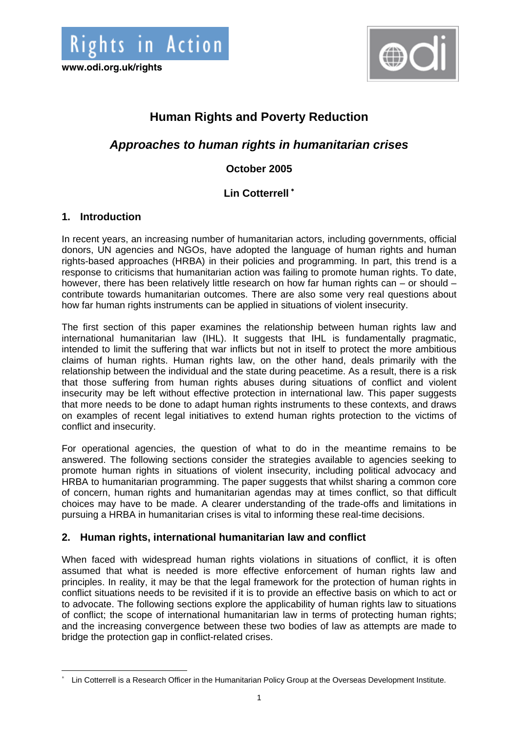Rights in Action

www.odi.org.uk/rights

# Human Rights and Poverty Reduction

## *Approaches to human rights in humanitarian crises*

**October 2025**

**Lin Cotterrell** [*]

## 1. Introduction

In recent years, an increasing number of humanitarian actors, including governments, official donors, UN agencies and NGOs, have adopted the language of human rights and human rights-based approaches (HRBA) in their policies and programming. In part, this trend is a response to criticisms that humanitarian action was failing to promote human rights. To date, however, there has been relatively little research on how far human rights can – or should – contribute towards humanitarian outcomes. There are also some very real questions about how far human rights instruments can be applied in situations of violent insecurity.

The first section of this paper examines the relationship between human rights law and international humanitarian law (IHL). It suggests that IHL is fundamentally pragmatic, intended to limit the suffering that war inflicts but not in itself to protect the more ambitious claims of human rights. Human rights law, on the other hand, deals primarily with the relationship between the individual and the state during peacetime. As a result, there is a risk that those suffering from human rights abuses during situations of conflict and violent insecurity may be left without effective protection in international law. This paper suggests that more needs to be done to adapt human rights instruments to these contexts, and draws on examples of recent legal initiatives to extend human rights protection to the victims of conflict and insecurity.

For operational agencies, the question of what to do in the meantime remains to be answered. The following sections consider the strategies available to agencies seeking to promote human rights in situations of violent insecurity, including political advocacy and HRBA to humanitarian programming. The paper suggests that whilst sharing a common core of concern, human rights and humanitarian agendas may at times conflict, so that difficult choices may have to be made. A clearer understanding of the trade-offs and limitations in pursuing a HRBA in humanitarian crises is vital to informing these real-time decisions.

## 2. Human rights, international humanitarian law and conflict

When faced with widespread human rights violations in situations of conflict, it is often assumed that what is needed is more effective enforcement of human rights law and principles. In reality, it may be that the legal framework for the protection of human rights in conflict situations needs to be revisited if it is to provide an effective basis on which to act or to advocate. The following sections explore the applicability of human rights law to situations of conflict; the scope of international humanitarian law in terms of protecting human rights; and the increasing convergence between these two bodies of law as attempts are made to bridge the protection gap in conflict-related crises.

[*] Lin Cotterrell is a Research Officer in the Humanitarian Policy Group at the Overseas Development Institute.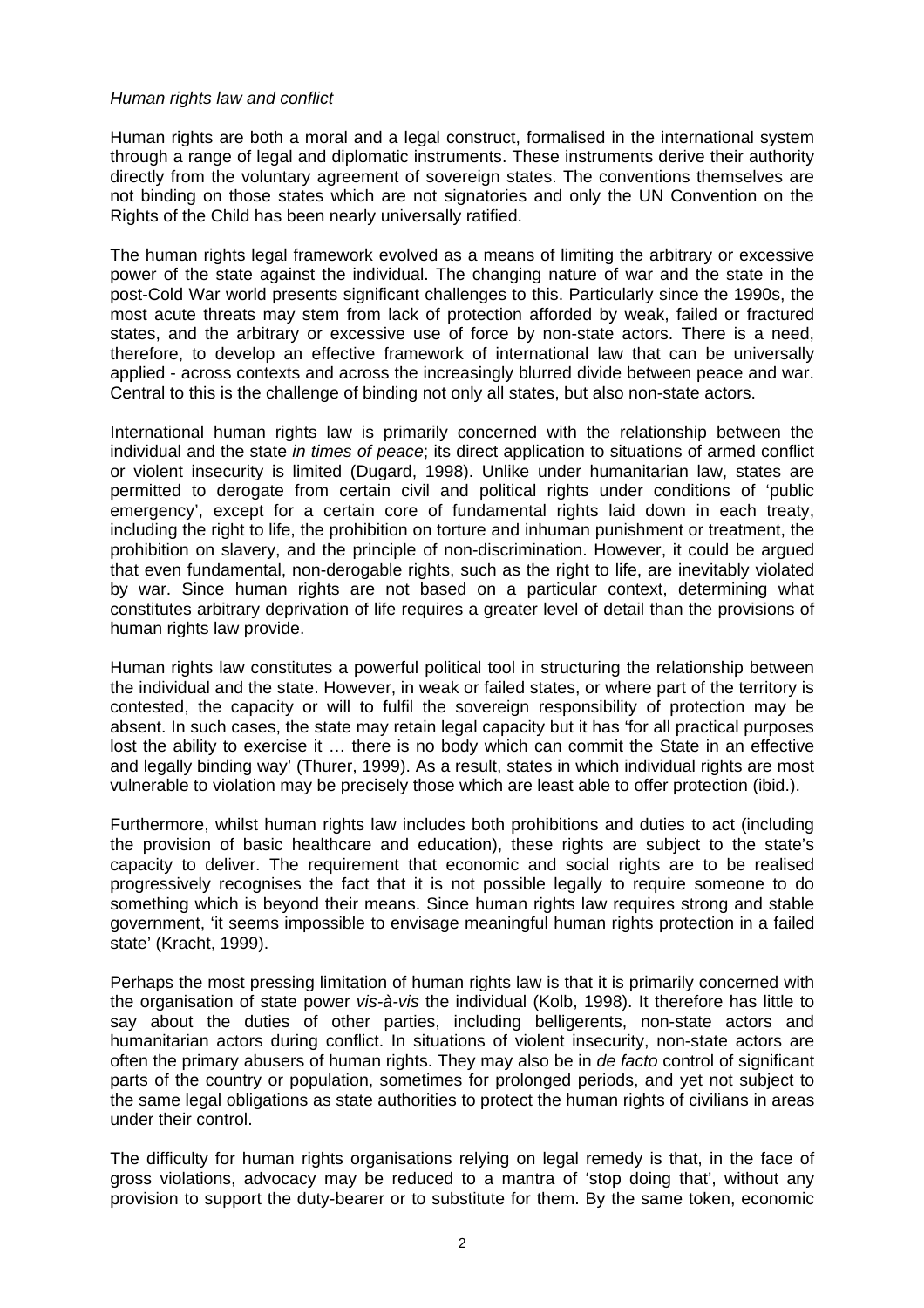*Human rights law and conflict*

Human rights are both a moral and a legal construct, formalised in the international system through a range of legal and diplomatic instruments. These instruments derive their authority directly from the voluntary agreement of sovereign states. The conventions themselves are not binding on those states which are not signatories and only the UN Convention on the Rights of the Child has been nearly universally ratified.

The human rights legal framework evolved as a means of limiting the arbitrary or excessive power of the state against the individual. The changing nature of war and the state in the post-Cold War world presents significant challenges to this. Particularly since the 1990s, the most acute threats may stem from lack of protection afforded by weak, failed or fractured states, and the arbitrary or excessive use of force by non-state actors. There is a need, therefore, to develop an effective framework of international law that can be universally applied - across contexts and across the increasingly blurred divide between peace and war. Central to this is the challenge of binding not only all states, but also non-state actors.

International human rights law is primarily concerned with the relationship between the individual and the state *in times of peace*; its direct application to situations of armed conflict or violent insecurity is limited (Dugard, 1998). Unlike under humanitarian law, states are permitted to derogate from certain civil and political rights under conditions of 'public emergency', except for a certain core of fundamental rights laid down in each treaty, including the right to life, the prohibition on torture and inhuman punishment or treatment, the prohibition on slavery, and the principle of non-discrimination. However, it could be argued that even fundamental, non-derogable rights, such as the right to life, are inevitably violated by war. Since human rights are not based on a particular context, determining what constitutes arbitrary deprivation of life requires a greater level of detail than the provisions of human rights law provide.

Human rights law constitutes a powerful political tool in structuring the relationship between the individual and the state. However, in weak or failed states, or where part of the territory is contested, the capacity or will to fulfil the sovereign responsibility of protection may be absent. In such cases, the state may retain legal capacity but it has 'for all practical purposes lost the ability to exercise it … there is no body which can commit the State in an effective and legally binding way' (Thurer, 1999). As a result, states in which individual rights are most vulnerable to violation may be precisely those which are least able to offer protection (ibid.).

Furthermore, whilst human rights law includes both prohibitions and duties to act (including the provision of basic healthcare and education), these rights are subject to the state's capacity to deliver. The requirement that economic and social rights are to be realised progressively recognises the fact that it is not possible legally to require someone to do something which is beyond their means. Since human rights law requires strong and stable government, 'it seems impossible to envisage meaningful human rights protection in a failed state' (Kracht, 1999).

Perhaps the most pressing limitation of human rights law is that it is primarily concerned with the organisation of state power *vis-à-vis* the individual (Kolb, 1998). It therefore has little to say about the duties of other parties, including belligerents, non-state actors and humanitarian actors during conflict. In situations of violent insecurity, non-state actors are often the primary abusers of human rights. They may also be in *de facto* control of significant parts of the country or population, sometimes for prolonged periods, and yet not subject to the same legal obligations as state authorities to protect the human rights of civilians in areas under their control.

The difficulty for human rights organisations relying on legal remedy is that, in the face of gross violations, advocacy may be reduced to a mantra of 'stop doing that', without any provision to support the duty-bearer or to substitute for them. By the same token, economic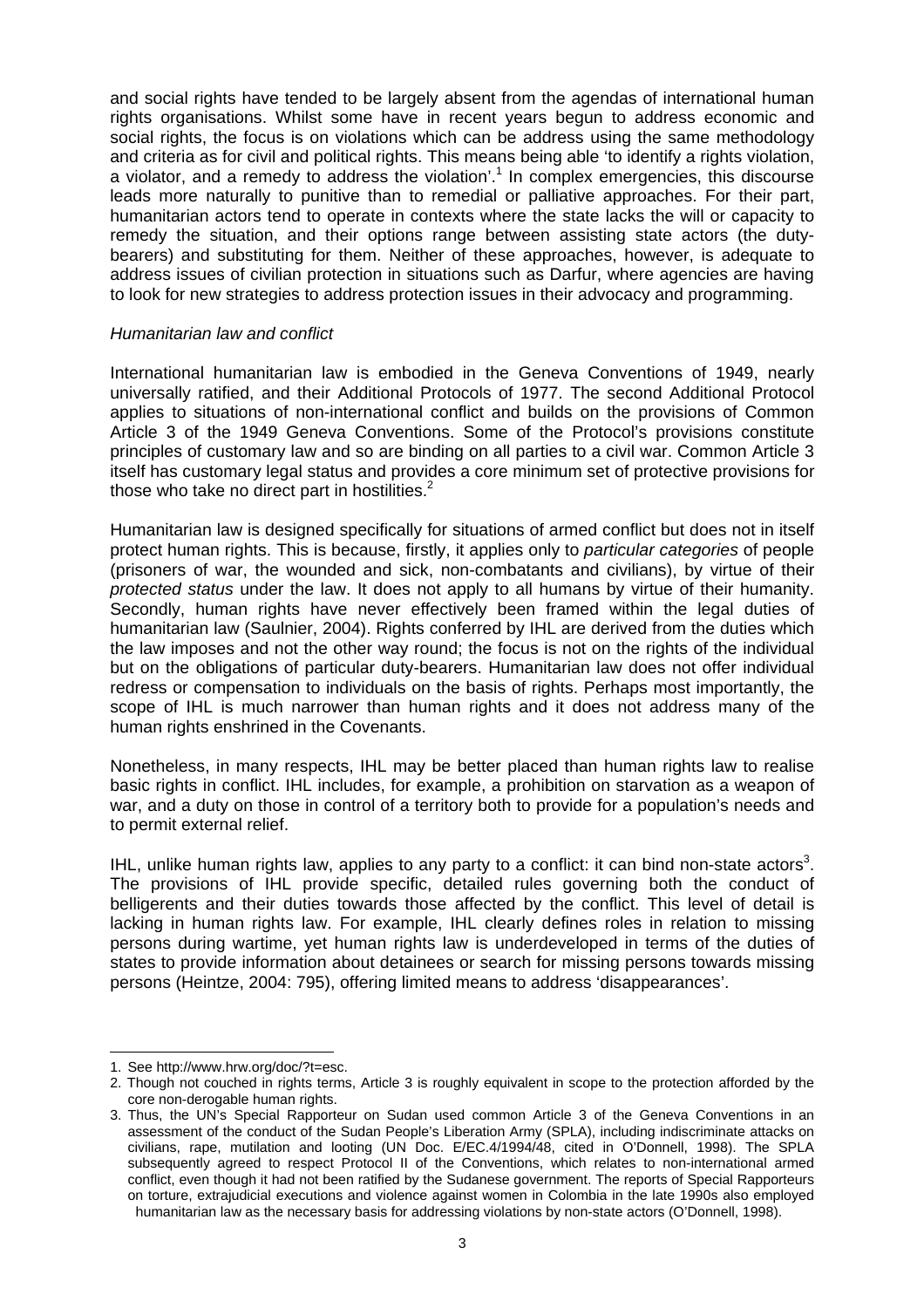and social rights have tended to be largely absent from the agendas of international human rights organisations. Whilst some have in recent years begun to address economic and social rights, the focus is on violations which can be address using the same methodology and criteria as for civil and political rights. This means being able 'to identify a rights violation, a violator, and a remedy to address the violation'.[1] In complex emergencies, this discourse leads more naturally to punitive than to remedial or palliative approaches. For their part, humanitarian actors tend to operate in contexts where the state lacks the will or capacity to remedy the situation, and their options range between assisting state actors (the duty-bearers) and substituting for them. Neither of these approaches, however, is adequate to address issues of civilian protection in situations such as Darfur, where agencies are having to look for new strategies to address protection issues in their advocacy and programming.

*Humanitarian law and conflict*

International humanitarian law is embodied in the Geneva Conventions of 1949, nearly universally ratified, and their Additional Protocols of 1977. The second Additional Protocol applies to situations of non-international conflict and builds on the provisions of Common Article 3 of the 1949 Geneva Conventions. Some of the Protocol's provisions constitute principles of customary law and so are binding on all parties to a civil war. Common Article 3 itself has customary legal status and provides a core minimum set of protective provisions for those who take no direct part in hostilities.[2]

Humanitarian law is designed specifically for situations of armed conflict but does not in itself protect human rights. This is because, firstly, it applies only to *particular categories* of people (prisoners of war, the wounded and sick, non-combatants and civilians), by virtue of their *protected status* under the law. It does not apply to all humans by virtue of their humanity. Secondly, human rights have never effectively been framed within the legal duties of humanitarian law (Saulnier, 2004). Rights conferred by IHL are derived from the duties which the law imposes and not the other way round; the focus is not on the rights of the individual but on the obligations of particular duty-bearers. Humanitarian law does not offer individual redress or compensation to individuals on the basis of rights. Perhaps most importantly, the scope of IHL is much narrower than human rights and it does not address many of the human rights enshrined in the Covenants.

Nonetheless, in many respects, IHL may be better placed than human rights law to realise basic rights in conflict. IHL includes, for example, a prohibition on starvation as a weapon of war, and a duty on those in control of a territory both to provide for a population's needs and to permit external relief.

IHL, unlike human rights law, applies to any party to a conflict: it can bind non-state actors[3]. The provisions of IHL provide specific, detailed rules governing both the conduct of belligerents and their duties towards those affected by the conflict. This level of detail is lacking in human rights law. For example, IHL clearly defines roles in relation to missing persons during wartime, yet human rights law is underdeveloped in terms of the duties of states to provide information about detainees or search for missing persons towards missing persons (Heintze, 2004: 795), offering limited means to address 'disappearances'.

---

1. See http://www.hrw.org/doc/?t=esc.
2. Though not couched in rights terms, Article 3 is roughly equivalent in scope to the protection afforded by the core non-derogable human rights.
3. Thus, the UN's Special Rapporteur on Sudan used common Article 3 of the Geneva Conventions in an assessment of the conduct of the Sudan People's Liberation Army (SPLA), including indiscriminate attacks on civilians, rape, mutilation and looting (UN Doc. E/EC.4/1994/48, cited in O'Donnell, 1998). The SPLA subsequently agreed to respect Protocol II of the Conventions, which relates to non-international armed conflict, even though it had not been ratified by the Sudanese government. The reports of Special Rapporteurs on torture, extrajudicial executions and violence against women in Colombia in the late 1990s also employed humanitarian law as the necessary basis for addressing violations by non-state actors (O'Donnell, 1998).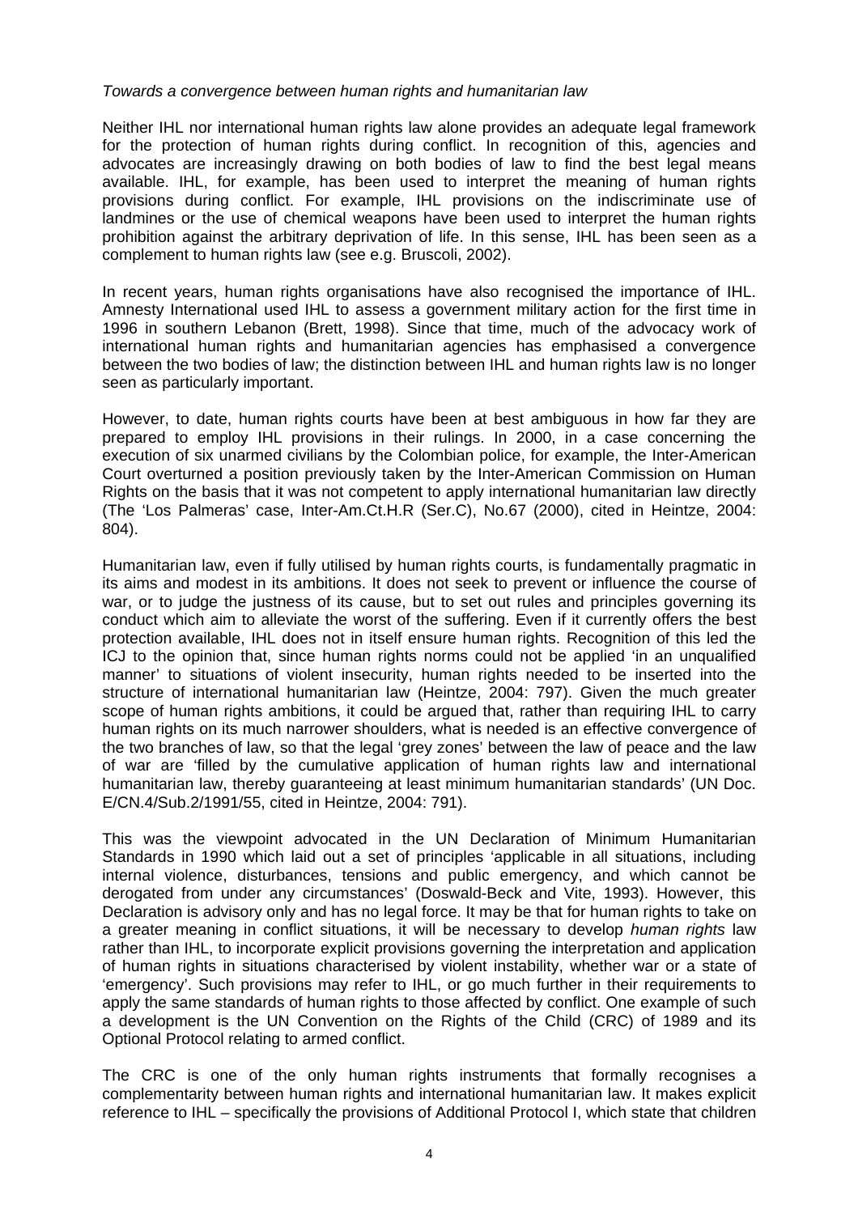*Towards a convergence between human rights and humanitarian law*

Neither IHL nor international human rights law alone provides an adequate legal framework for the protection of human rights during conflict. In recognition of this, agencies and advocates are increasingly drawing on both bodies of law to find the best legal means available. IHL, for example, has been used to interpret the meaning of human rights provisions during conflict. For example, IHL provisions on the indiscriminate use of landmines or the use of chemical weapons have been used to interpret the human rights prohibition against the arbitrary deprivation of life. In this sense, IHL has been seen as a complement to human rights law (see e.g. Bruscoli, 2002).

In recent years, human rights organisations have also recognised the importance of IHL. Amnesty International used IHL to assess a government military action for the first time in 1996 in southern Lebanon (Brett, 1998). Since that time, much of the advocacy work of international human rights and humanitarian agencies has emphasised a convergence between the two bodies of law; the distinction between IHL and human rights law is no longer seen as particularly important.

However, to date, human rights courts have been at best ambiguous in how far they are prepared to employ IHL provisions in their rulings. In 2000, in a case concerning the execution of six unarmed civilians by the Colombian police, for example, the Inter-American Court overturned a position previously taken by the Inter-American Commission on Human Rights on the basis that it was not competent to apply international humanitarian law directly (The 'Los Palmeras' case, Inter-Am.Ct.H.R (Ser.C), No.67 (2000), cited in Heintze, 2004: 804).

Humanitarian law, even if fully utilised by human rights courts, is fundamentally pragmatic in its aims and modest in its ambitions. It does not seek to prevent or influence the course of war, or to judge the justness of its cause, but to set out rules and principles governing its conduct which aim to alleviate the worst of the suffering. Even if it currently offers the best protection available, IHL does not in itself ensure human rights. Recognition of this led the ICJ to the opinion that, since human rights norms could not be applied 'in an unqualified manner' to situations of violent insecurity, human rights needed to be inserted into the structure of international humanitarian law (Heintze, 2004: 797). Given the much greater scope of human rights ambitions, it could be argued that, rather than requiring IHL to carry human rights on its much narrower shoulders, what is needed is an effective convergence of the two branches of law, so that the legal 'grey zones' between the law of peace and the law of war are 'filled by the cumulative application of human rights law and international humanitarian law, thereby guaranteeing at least minimum humanitarian standards' (UN Doc. E/CN.4/Sub.2/1991/55, cited in Heintze, 2004: 791).

This was the viewpoint advocated in the UN Declaration of Minimum Humanitarian Standards in 1990 which laid out a set of principles 'applicable in all situations, including internal violence, disturbances, tensions and public emergency, and which cannot be derogated from under any circumstances' (Doswald-Beck and Vite, 1993). However, this Declaration is advisory only and has no legal force. It may be that for human rights to take on a greater meaning in conflict situations, it will be necessary to develop *human rights* law rather than IHL, to incorporate explicit provisions governing the interpretation and application of human rights in situations characterised by violent instability, whether war or a state of 'emergency'. Such provisions may refer to IHL, or go much further in their requirements to apply the same standards of human rights to those affected by conflict. One example of such a development is the UN Convention on the Rights of the Child (CRC) of 1989 and its Optional Protocol relating to armed conflict.

The CRC is one of the only human rights instruments that formally recognises a complementarity between human rights and international humanitarian law. It makes explicit reference to IHL – specifically the provisions of Additional Protocol I, which state that children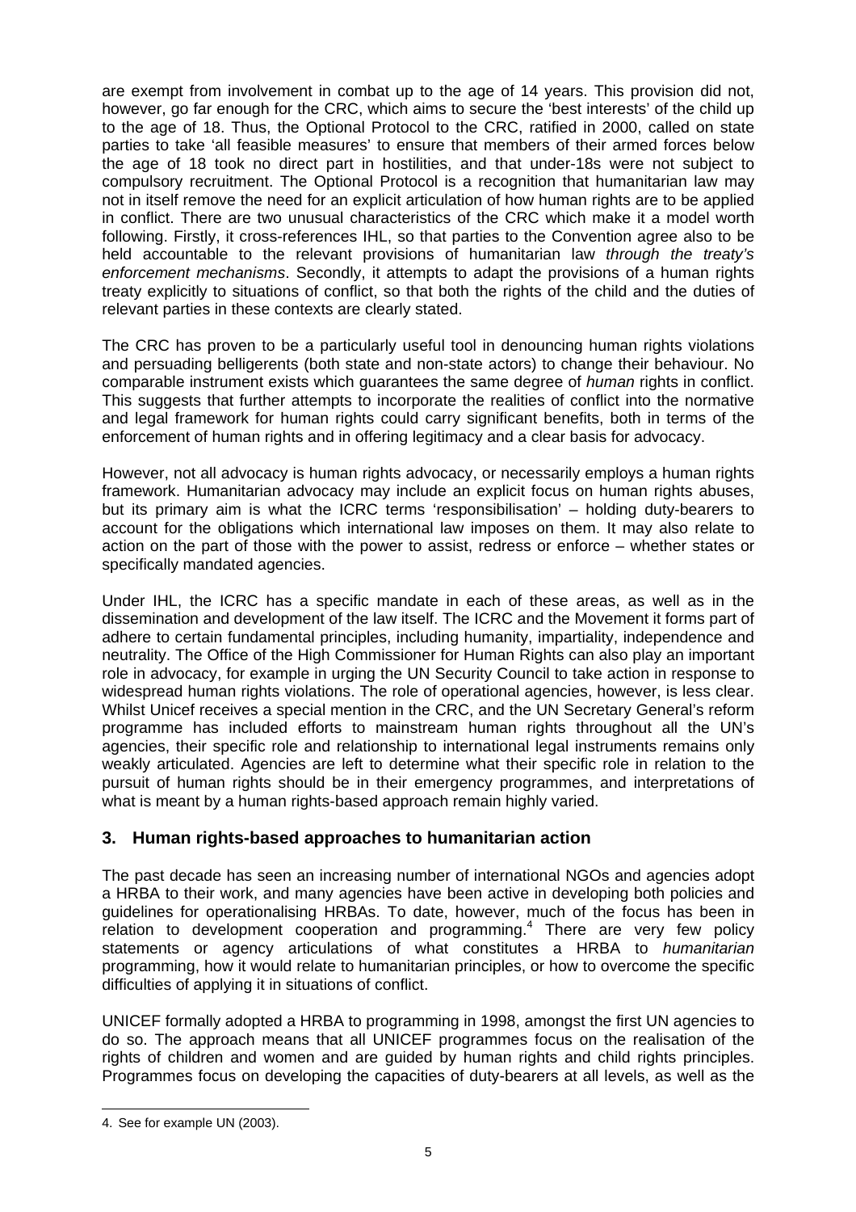are exempt from involvement in combat up to the age of 14 years. This provision did not, however, go far enough for the CRC, which aims to secure the 'best interests' of the child up to the age of 18. Thus, the Optional Protocol to the CRC, ratified in 2000, called on state parties to take 'all feasible measures' to ensure that members of their armed forces below the age of 18 took no direct part in hostilities, and that under-18s were not subject to compulsory recruitment. The Optional Protocol is a recognition that humanitarian law may not in itself remove the need for an explicit articulation of how human rights are to be applied in conflict. There are two unusual characteristics of the CRC which make it a model worth following. Firstly, it cross-references IHL, so that parties to the Convention agree also to be held accountable to the relevant provisions of humanitarian law *through the treaty's enforcement mechanisms*. Secondly, it attempts to adapt the provisions of a human rights treaty explicitly to situations of conflict, so that both the rights of the child and the duties of relevant parties in these contexts are clearly stated.

The CRC has proven to be a particularly useful tool in denouncing human rights violations and persuading belligerents (both state and non-state actors) to change their behaviour. No comparable instrument exists which guarantees the same degree of *human* rights in conflict. This suggests that further attempts to incorporate the realities of conflict into the normative and legal framework for human rights could carry significant benefits, both in terms of the enforcement of human rights and in offering legitimacy and a clear basis for advocacy.

However, not all advocacy is human rights advocacy, or necessarily employs a human rights framework. Humanitarian advocacy may include an explicit focus on human rights abuses, but its primary aim is what the ICRC terms 'responsibilisation' – holding duty-bearers to account for the obligations which international law imposes on them. It may also relate to action on the part of those with the power to assist, redress or enforce – whether states or specifically mandated agencies.

Under IHL, the ICRC has a specific mandate in each of these areas, as well as in the dissemination and development of the law itself. The ICRC and the Movement it forms part of adhere to certain fundamental principles, including humanity, impartiality, independence and neutrality. The Office of the High Commissioner for Human Rights can also play an important role in advocacy, for example in urging the UN Security Council to take action in response to widespread human rights violations. The role of operational agencies, however, is less clear. Whilst Unicef receives a special mention in the CRC, and the UN Secretary General's reform programme has included efforts to mainstream human rights throughout all the UN's agencies, their specific role and relationship to international legal instruments remains only weakly articulated. Agencies are left to determine what their specific role in relation to the pursuit of human rights should be in their emergency programmes, and interpretations of what is meant by a human rights-based approach remain highly varied.

## 3. Human rights-based approaches to humanitarian action

The past decade has seen an increasing number of international NGOs and agencies adopt a HRBA to their work, and many agencies have been active in developing both policies and guidelines for operationalising HRBAs. To date, however, much of the focus has been in relation to development cooperation and programming.[4] There are very few policy statements or agency articulations of what constitutes a HRBA to *humanitarian* programming, how it would relate to humanitarian principles, or how to overcome the specific difficulties of applying it in situations of conflict.

UNICEF formally adopted a HRBA to programming in 1998, amongst the first UN agencies to do so. The approach means that all UNICEF programmes focus on the realisation of the rights of children and women and are guided by human rights and child rights principles. Programmes focus on developing the capacities of duty-bearers at all levels, as well as the

4. See for example UN (2003).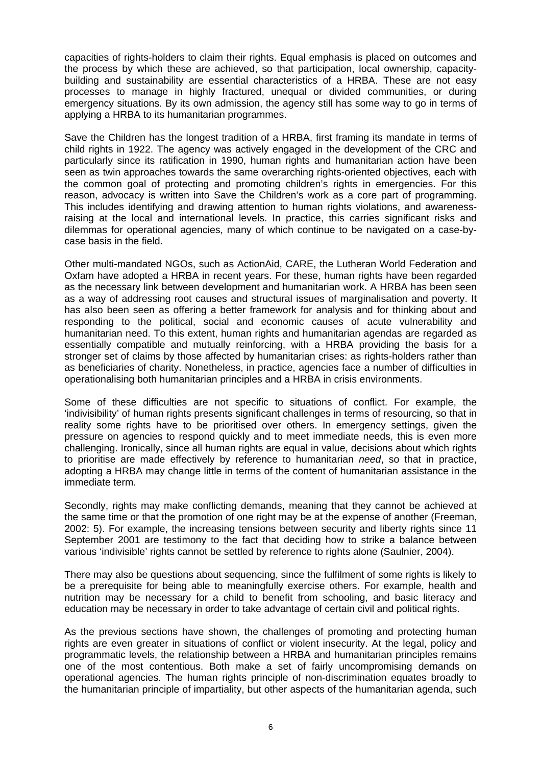capacities of rights-holders to claim their rights. Equal emphasis is placed on outcomes and the process by which these are achieved, so that participation, local ownership, capacity-building and sustainability are essential characteristics of a HRBA. These are not easy processes to manage in highly fractured, unequal or divided communities, or during emergency situations. By its own admission, the agency still has some way to go in terms of applying a HRBA to its humanitarian programmes.

Save the Children has the longest tradition of a HRBA, first framing its mandate in terms of child rights in 1922. The agency was actively engaged in the development of the CRC and particularly since its ratification in 1990, human rights and humanitarian action have been seen as twin approaches towards the same overarching rights-oriented objectives, each with the common goal of protecting and promoting children's rights in emergencies. For this reason, advocacy is written into Save the Children's work as a core part of programming. This includes identifying and drawing attention to human rights violations, and awareness-raising at the local and international levels. In practice, this carries significant risks and dilemmas for operational agencies, many of which continue to be navigated on a case-by-case basis in the field.

Other multi-mandated NGOs, such as ActionAid, CARE, the Lutheran World Federation and Oxfam have adopted a HRBA in recent years. For these, human rights have been regarded as the necessary link between development and humanitarian work. A HRBA has been seen as a way of addressing root causes and structural issues of marginalisation and poverty. It has also been seen as offering a better framework for analysis and for thinking about and responding to the political, social and economic causes of acute vulnerability and humanitarian need. To this extent, human rights and humanitarian agendas are regarded as essentially compatible and mutually reinforcing, with a HRBA providing the basis for a stronger set of claims by those affected by humanitarian crises: as rights-holders rather than as beneficiaries of charity. Nonetheless, in practice, agencies face a number of difficulties in operationalising both humanitarian principles and a HRBA in crisis environments.

Some of these difficulties are not specific to situations of conflict. For example, the 'indivisibility' of human rights presents significant challenges in terms of resourcing, so that in reality some rights have to be prioritised over others. In emergency settings, given the pressure on agencies to respond quickly and to meet immediate needs, this is even more challenging. Ironically, since all human rights are equal in value, decisions about which rights to prioritise are made effectively by reference to humanitarian *need*, so that in practice, adopting a HRBA may change little in terms of the content of humanitarian assistance in the immediate term.

Secondly, rights may make conflicting demands, meaning that they cannot be achieved at the same time or that the promotion of one right may be at the expense of another (Freeman, 2002: 5). For example, the increasing tensions between security and liberty rights since 11 September 2001 are testimony to the fact that deciding how to strike a balance between various 'indivisible' rights cannot be settled by reference to rights alone (Saulnier, 2004).

There may also be questions about sequencing, since the fulfilment of some rights is likely to be a prerequisite for being able to meaningfully exercise others. For example, health and nutrition may be necessary for a child to benefit from schooling, and basic literacy and education may be necessary in order to take advantage of certain civil and political rights.

As the previous sections have shown, the challenges of promoting and protecting human rights are even greater in situations of conflict or violent insecurity. At the legal, policy and programmatic levels, the relationship between a HRBA and humanitarian principles remains one of the most contentious. Both make a set of fairly uncompromising demands on operational agencies. The human rights principle of non-discrimination equates broadly to the humanitarian principle of impartiality, but other aspects of the humanitarian agenda, such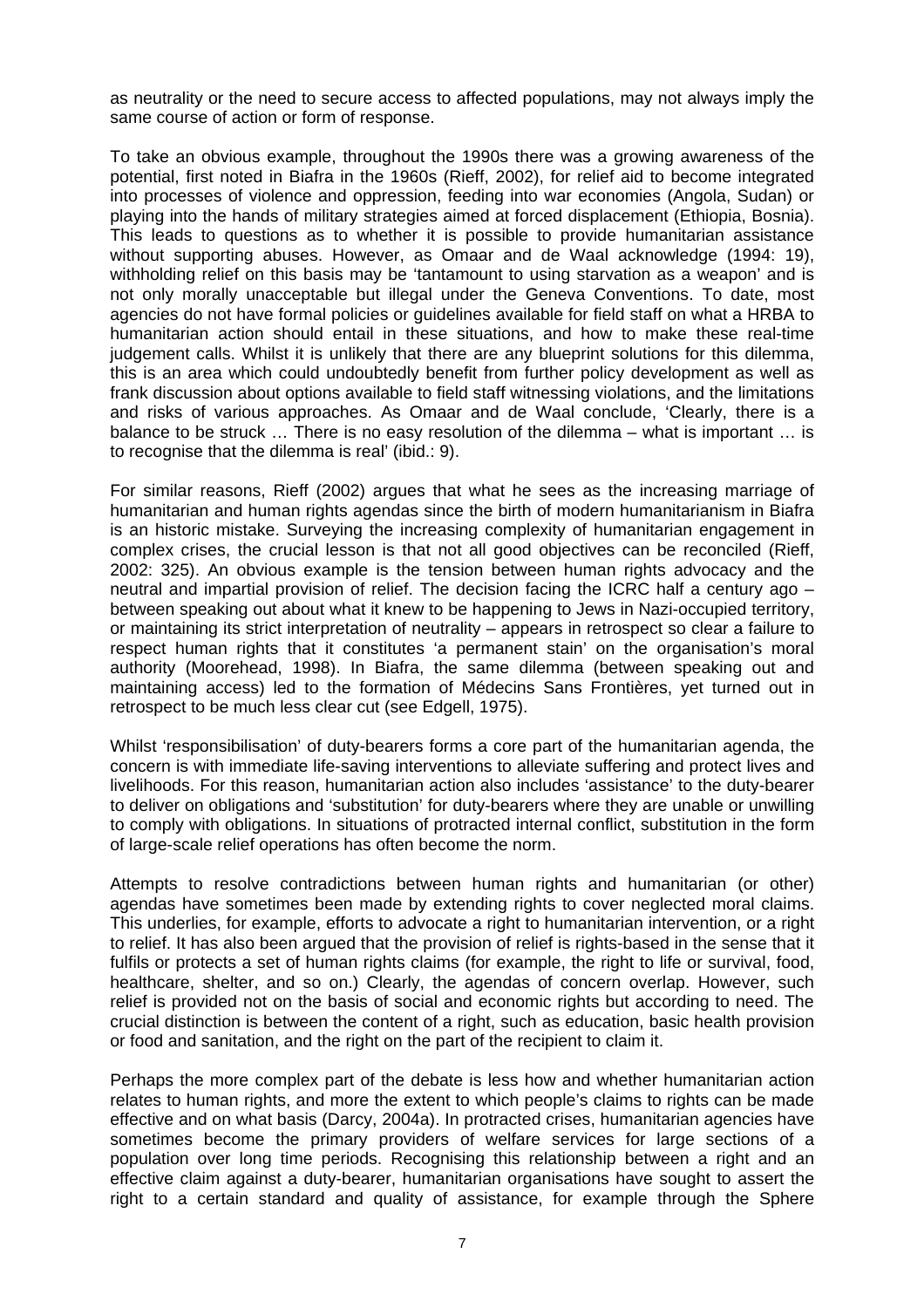as neutrality or the need to secure access to affected populations, may not always imply the same course of action or form of response.

To take an obvious example, throughout the 1990s there was a growing awareness of the potential, first noted in Biafra in the 1960s (Rieff, 2002), for relief aid to become integrated into processes of violence and oppression, feeding into war economies (Angola, Sudan) or playing into the hands of military strategies aimed at forced displacement (Ethiopia, Bosnia). This leads to questions as to whether it is possible to provide humanitarian assistance without supporting abuses. However, as Omaar and de Waal acknowledge (1994: 19), withholding relief on this basis may be 'tantamount to using starvation as a weapon' and is not only morally unacceptable but illegal under the Geneva Conventions. To date, most agencies do not have formal policies or guidelines available for field staff on what a HRBA to humanitarian action should entail in these situations, and how to make these real-time judgement calls. Whilst it is unlikely that there are any blueprint solutions for this dilemma, this is an area which could undoubtedly benefit from further policy development as well as frank discussion about options available to field staff witnessing violations, and the limitations and risks of various approaches. As Omaar and de Waal conclude, 'Clearly, there is a balance to be struck … There is no easy resolution of the dilemma – what is important … is to recognise that the dilemma is real' (ibid.: 9).

For similar reasons, Rieff (2002) argues that what he sees as the increasing marriage of humanitarian and human rights agendas since the birth of modern humanitarianism in Biafra is an historic mistake. Surveying the increasing complexity of humanitarian engagement in complex crises, the crucial lesson is that not all good objectives can be reconciled (Rieff, 2002: 325). An obvious example is the tension between human rights advocacy and the neutral and impartial provision of relief. The decision facing the ICRC half a century ago – between speaking out about what it knew to be happening to Jews in Nazi-occupied territory, or maintaining its strict interpretation of neutrality – appears in retrospect so clear a failure to respect human rights that it constitutes 'a permanent stain' on the organisation's moral authority (Moorehead, 1998). In Biafra, the same dilemma (between speaking out and maintaining access) led to the formation of Médecins Sans Frontières, yet turned out in retrospect to be much less clear cut (see Edgell, 1975).

Whilst 'responsibilisation' of duty-bearers forms a core part of the humanitarian agenda, the concern is with immediate life-saving interventions to alleviate suffering and protect lives and livelihoods. For this reason, humanitarian action also includes 'assistance' to the duty-bearer to deliver on obligations and 'substitution' for duty-bearers where they are unable or unwilling to comply with obligations. In situations of protracted internal conflict, substitution in the form of large-scale relief operations has often become the norm.

Attempts to resolve contradictions between human rights and humanitarian (or other) agendas have sometimes been made by extending rights to cover neglected moral claims. This underlies, for example, efforts to advocate a right to humanitarian intervention, or a right to relief. It has also been argued that the provision of relief is rights-based in the sense that it fulfils or protects a set of human rights claims (for example, the right to life or survival, food, healthcare, shelter, and so on.) Clearly, the agendas of concern overlap. However, such relief is provided not on the basis of social and economic rights but according to need. The crucial distinction is between the content of a right, such as education, basic health provision or food and sanitation, and the right on the part of the recipient to claim it.

Perhaps the more complex part of the debate is less how and whether humanitarian action relates to human rights, and more the extent to which people's claims to rights can be made effective and on what basis (Darcy, 2004a). In protracted crises, humanitarian agencies have sometimes become the primary providers of welfare services for large sections of a population over long time periods. Recognising this relationship between a right and an effective claim against a duty-bearer, humanitarian organisations have sought to assert the right to a certain standard and quality of assistance, for example through the Sphere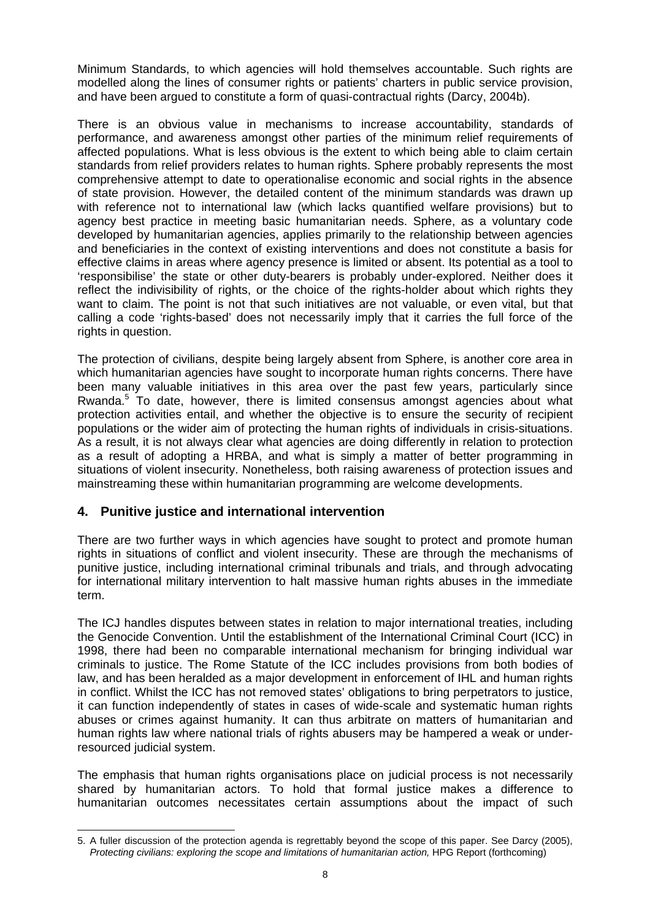Minimum Standards, to which agencies will hold themselves accountable. Such rights are modelled along the lines of consumer rights or patients' charters in public service provision, and have been argued to constitute a form of quasi-contractual rights (Darcy, 2004b).

There is an obvious value in mechanisms to increase accountability, standards of performance, and awareness amongst other parties of the minimum relief requirements of affected populations. What is less obvious is the extent to which being able to claim certain standards from relief providers relates to human rights. Sphere probably represents the most comprehensive attempt to date to operationalise economic and social rights in the absence of state provision. However, the detailed content of the minimum standards was drawn up with reference not to international law (which lacks quantified welfare provisions) but to agency best practice in meeting basic humanitarian needs. Sphere, as a voluntary code developed by humanitarian agencies, applies primarily to the relationship between agencies and beneficiaries in the context of existing interventions and does not constitute a basis for effective claims in areas where agency presence is limited or absent. Its potential as a tool to 'responsibilise' the state or other duty-bearers is probably under-explored. Neither does it reflect the indivisibility of rights, or the choice of the rights-holder about which rights they want to claim. The point is not that such initiatives are not valuable, or even vital, but that calling a code 'rights-based' does not necessarily imply that it carries the full force of the rights in question.

The protection of civilians, despite being largely absent from Sphere, is another core area in which humanitarian agencies have sought to incorporate human rights concerns. There have been many valuable initiatives in this area over the past few years, particularly since Rwanda.[5] To date, however, there is limited consensus amongst agencies about what protection activities entail, and whether the objective is to ensure the security of recipient populations or the wider aim of protecting the human rights of individuals in crisis-situations. As a result, it is not always clear what agencies are doing differently in relation to protection as a result of adopting a HRBA, and what is simply a matter of better programming in situations of violent insecurity. Nonetheless, both raising awareness of protection issues and mainstreaming these within humanitarian programming are welcome developments.

## 4. Punitive justice and international intervention

There are two further ways in which agencies have sought to protect and promote human rights in situations of conflict and violent insecurity. These are through the mechanisms of punitive justice, including international criminal tribunals and trials, and through advocating for international military intervention to halt massive human rights abuses in the immediate term.

The ICJ handles disputes between states in relation to major international treaties, including the Genocide Convention. Until the establishment of the International Criminal Court (ICC) in 1998, there had been no comparable international mechanism for bringing individual war criminals to justice. The Rome Statute of the ICC includes provisions from both bodies of law, and has been heralded as a major development in enforcement of IHL and human rights in conflict. Whilst the ICC has not removed states' obligations to bring perpetrators to justice, it can function independently of states in cases of wide-scale and systematic human rights abuses or crimes against humanity. It can thus arbitrate on matters of humanitarian and human rights law where national trials of rights abusers may be hampered a weak or under-resourced judicial system.

The emphasis that human rights organisations place on judicial process is not necessarily shared by humanitarian actors. To hold that formal justice makes a difference to humanitarian outcomes necessitates certain assumptions about the impact of such

---

5. A fuller discussion of the protection agenda is regrettably beyond the scope of this paper. See Darcy (2005), *Protecting civilians: exploring the scope and limitations of humanitarian action,* HPG Report (forthcoming)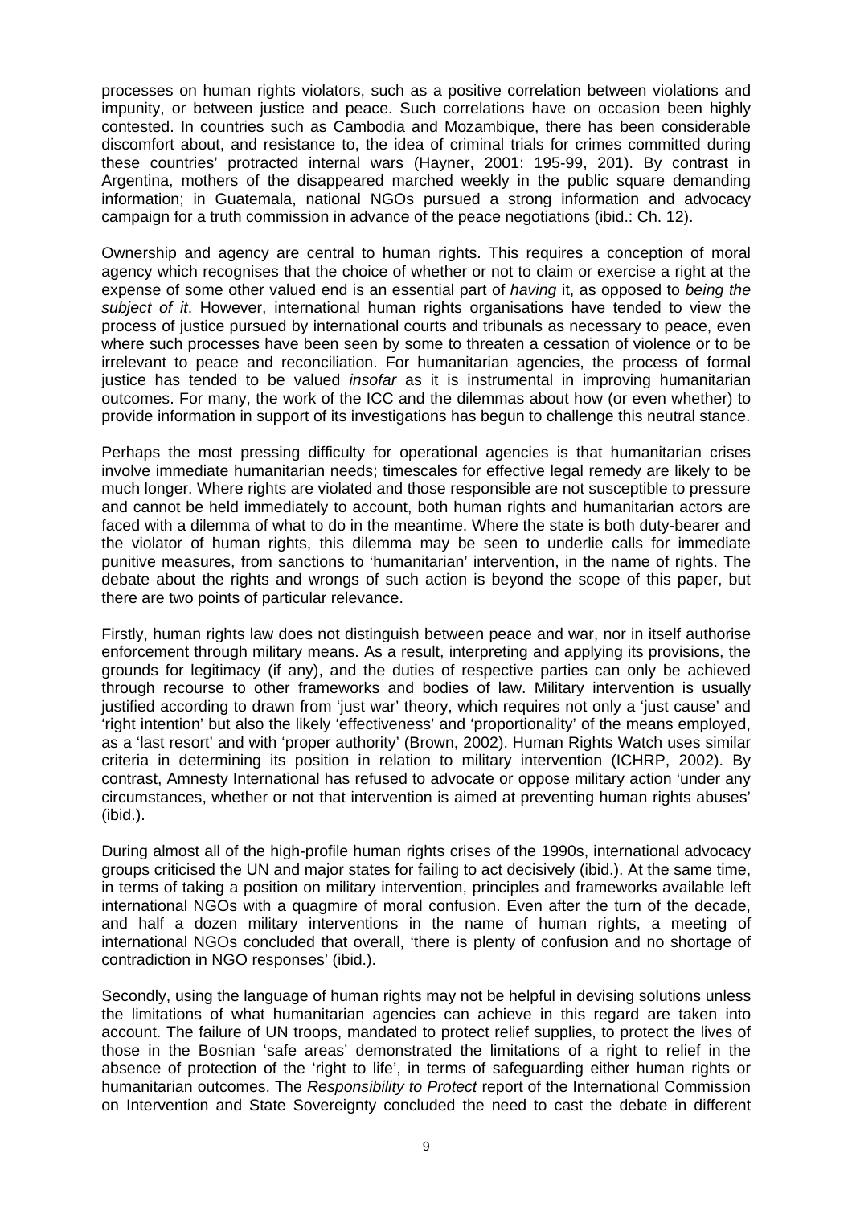processes on human rights violators, such as a positive correlation between violations and impunity, or between justice and peace. Such correlations have on occasion been highly contested. In countries such as Cambodia and Mozambique, there has been considerable discomfort about, and resistance to, the idea of criminal trials for crimes committed during these countries' protracted internal wars (Hayner, 2001: 195-99, 201). By contrast in Argentina, mothers of the disappeared marched weekly in the public square demanding information; in Guatemala, national NGOs pursued a strong information and advocacy campaign for a truth commission in advance of the peace negotiations (ibid.: Ch. 12).

Ownership and agency are central to human rights. This requires a conception of moral agency which recognises that the choice of whether or not to claim or exercise a right at the expense of some other valued end is an essential part of *having* it, as opposed to *being the subject of it*. However, international human rights organisations have tended to view the process of justice pursued by international courts and tribunals as necessary to peace, even where such processes have been seen by some to threaten a cessation of violence or to be irrelevant to peace and reconciliation. For humanitarian agencies, the process of formal justice has tended to be valued *insofar* as it is instrumental in improving humanitarian outcomes. For many, the work of the ICC and the dilemmas about how (or even whether) to provide information in support of its investigations has begun to challenge this neutral stance.

Perhaps the most pressing difficulty for operational agencies is that humanitarian crises involve immediate humanitarian needs; timescales for effective legal remedy are likely to be much longer. Where rights are violated and those responsible are not susceptible to pressure and cannot be held immediately to account, both human rights and humanitarian actors are faced with a dilemma of what to do in the meantime. Where the state is both duty-bearer and the violator of human rights, this dilemma may be seen to underlie calls for immediate punitive measures, from sanctions to 'humanitarian' intervention, in the name of rights. The debate about the rights and wrongs of such action is beyond the scope of this paper, but there are two points of particular relevance.

Firstly, human rights law does not distinguish between peace and war, nor in itself authorise enforcement through military means. As a result, interpreting and applying its provisions, the grounds for legitimacy (if any), and the duties of respective parties can only be achieved through recourse to other frameworks and bodies of law. Military intervention is usually justified according to drawn from 'just war' theory, which requires not only a 'just cause' and 'right intention' but also the likely 'effectiveness' and 'proportionality' of the means employed, as a 'last resort' and with 'proper authority' (Brown, 2002). Human Rights Watch uses similar criteria in determining its position in relation to military intervention (ICHRP, 2002). By contrast, Amnesty International has refused to advocate or oppose military action 'under any circumstances, whether or not that intervention is aimed at preventing human rights abuses' (ibid.).

During almost all of the high-profile human rights crises of the 1990s, international advocacy groups criticised the UN and major states for failing to act decisively (ibid.). At the same time, in terms of taking a position on military intervention, principles and frameworks available left international NGOs with a quagmire of moral confusion. Even after the turn of the decade, and half a dozen military interventions in the name of human rights, a meeting of international NGOs concluded that overall, 'there is plenty of confusion and no shortage of contradiction in NGO responses' (ibid.).

Secondly, using the language of human rights may not be helpful in devising solutions unless the limitations of what humanitarian agencies can achieve in this regard are taken into account. The failure of UN troops, mandated to protect relief supplies, to protect the lives of those in the Bosnian 'safe areas' demonstrated the limitations of a right to relief in the absence of protection of the 'right to life', in terms of safeguarding either human rights or humanitarian outcomes. The *Responsibility to Protect* report of the International Commission on Intervention and State Sovereignty concluded the need to cast the debate in different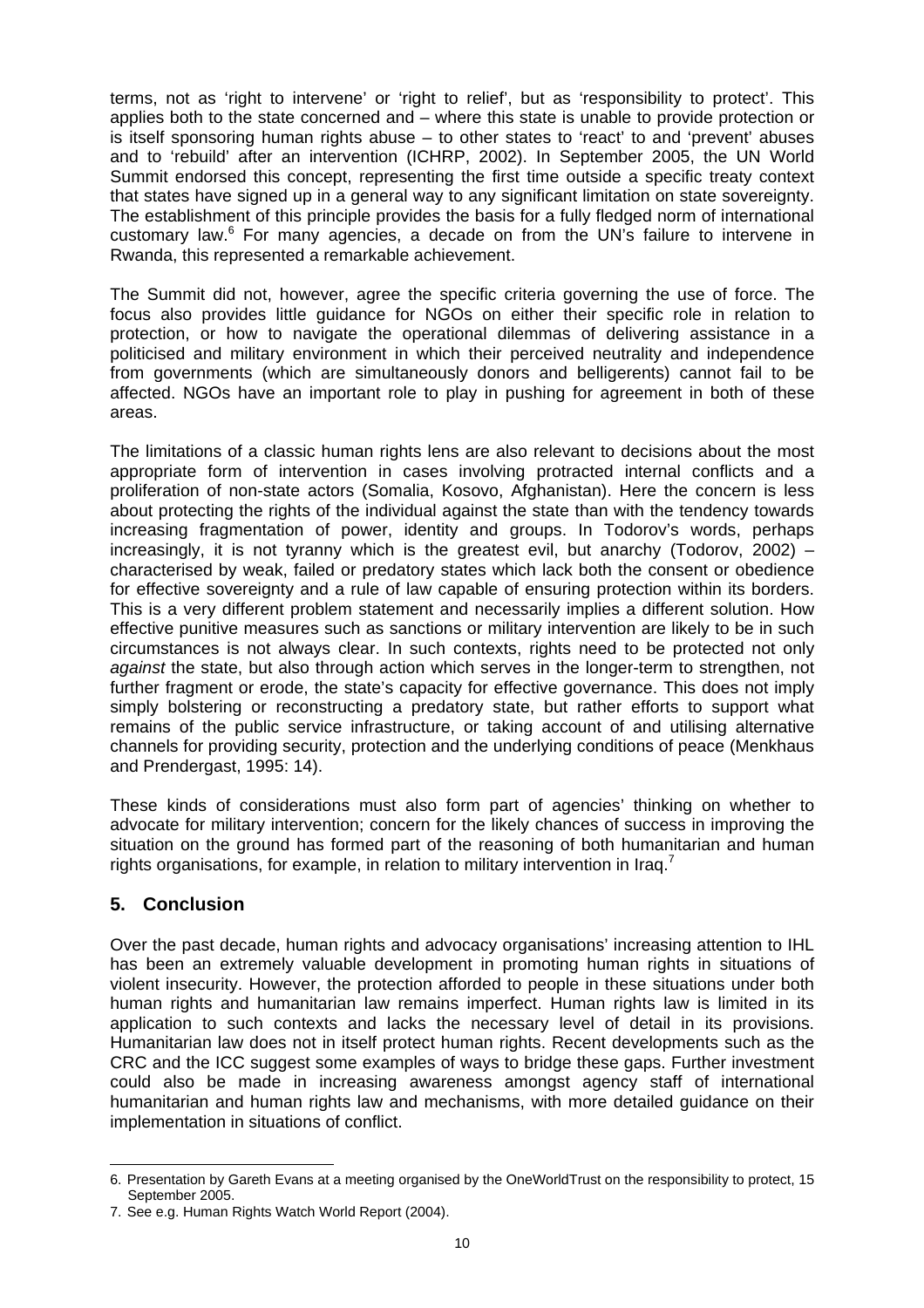terms, not as 'right to intervene' or 'right to relief', but as 'responsibility to protect'. This applies both to the state concerned and – where this state is unable to provide protection or is itself sponsoring human rights abuse – to other states to 'react' to and 'prevent' abuses and to 'rebuild' after an intervention (ICHRP, 2002). In September 2005, the UN World Summit endorsed this concept, representing the first time outside a specific treaty context that states have signed up in a general way to any significant limitation on state sovereignty. The establishment of this principle provides the basis for a fully fledged norm of international customary law.[6] For many agencies, a decade on from the UN's failure to intervene in Rwanda, this represented a remarkable achievement.

The Summit did not, however, agree the specific criteria governing the use of force. The focus also provides little guidance for NGOs on either their specific role in relation to protection, or how to navigate the operational dilemmas of delivering assistance in a politicised and military environment in which their perceived neutrality and independence from governments (which are simultaneously donors and belligerents) cannot fail to be affected. NGOs have an important role to play in pushing for agreement in both of these areas.

The limitations of a classic human rights lens are also relevant to decisions about the most appropriate form of intervention in cases involving protracted internal conflicts and a proliferation of non-state actors (Somalia, Kosovo, Afghanistan). Here the concern is less about protecting the rights of the individual against the state than with the tendency towards increasing fragmentation of power, identity and groups. In Todorov's words, perhaps increasingly, it is not tyranny which is the greatest evil, but anarchy (Todorov, 2002) – characterised by weak, failed or predatory states which lack both the consent or obedience for effective sovereignty and a rule of law capable of ensuring protection within its borders. This is a very different problem statement and necessarily implies a different solution. How effective punitive measures such as sanctions or military intervention are likely to be in such circumstances is not always clear. In such contexts, rights need to be protected not only *against* the state, but also through action which serves in the longer-term to strengthen, not further fragment or erode, the state's capacity for effective governance. This does not imply simply bolstering or reconstructing a predatory state, but rather efforts to support what remains of the public service infrastructure, or taking account of and utilising alternative channels for providing security, protection and the underlying conditions of peace (Menkhaus and Prendergast, 1995: 14).

These kinds of considerations must also form part of agencies' thinking on whether to advocate for military intervention; concern for the likely chances of success in improving the situation on the ground has formed part of the reasoning of both humanitarian and human rights organisations, for example, in relation to military intervention in Iraq.[7]

## 5. Conclusion

Over the past decade, human rights and advocacy organisations' increasing attention to IHL has been an extremely valuable development in promoting human rights in situations of violent insecurity. However, the protection afforded to people in these situations under both human rights and humanitarian law remains imperfect. Human rights law is limited in its application to such contexts and lacks the necessary level of detail in its provisions. Humanitarian law does not in itself protect human rights. Recent developments such as the CRC and the ICC suggest some examples of ways to bridge these gaps. Further investment could also be made in increasing awareness amongst agency staff of international humanitarian and human rights law and mechanisms, with more detailed guidance on their implementation in situations of conflict.

---

6. Presentation by Gareth Evans at a meeting organised by the OneWorldTrust on the responsibility to protect, 15 September 2005.
7. See e.g. Human Rights Watch World Report (2004).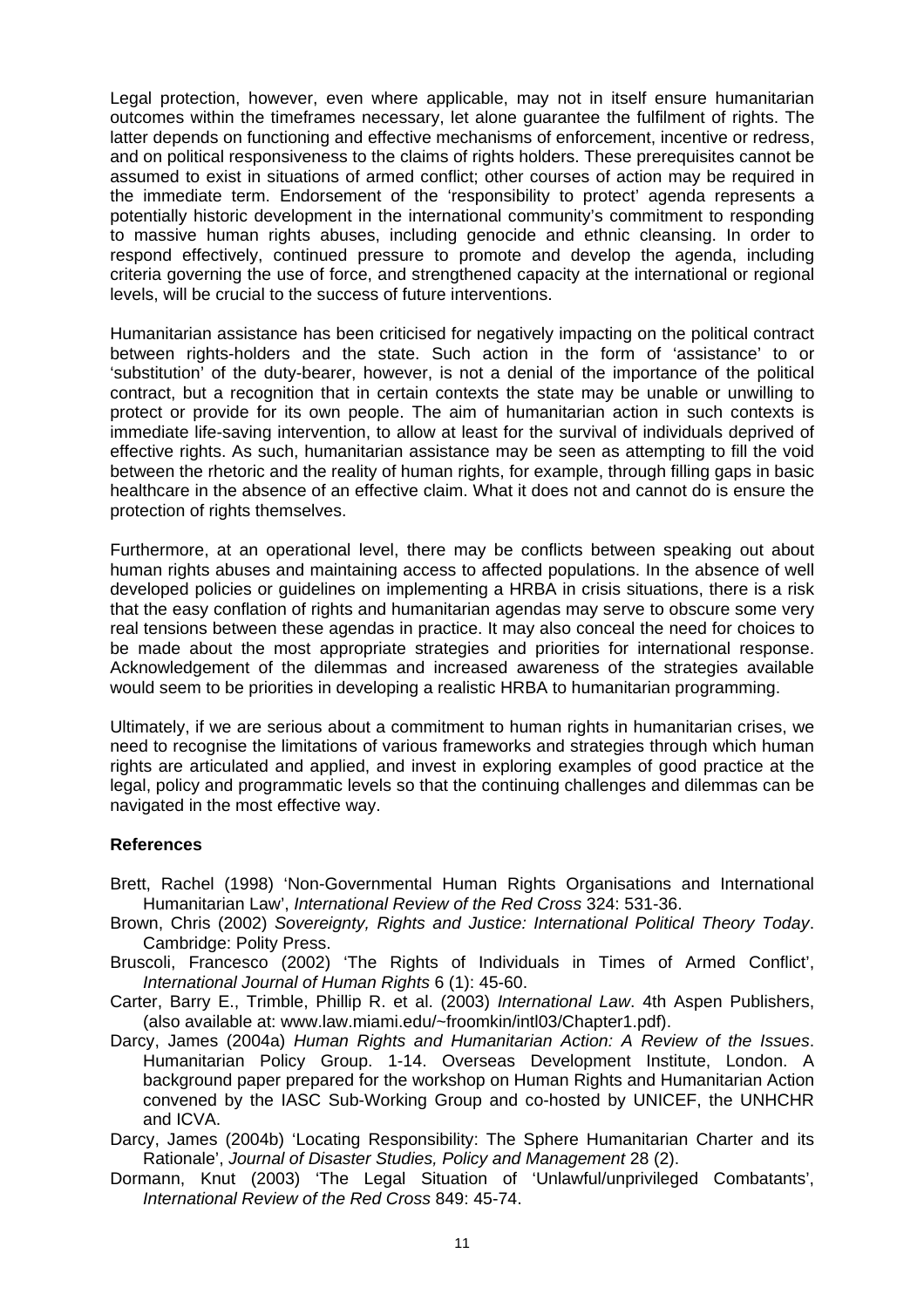Legal protection, however, even where applicable, may not in itself ensure humanitarian outcomes within the timeframes necessary, let alone guarantee the fulfilment of rights. The latter depends on functioning and effective mechanisms of enforcement, incentive or redress, and on political responsiveness to the claims of rights holders. These prerequisites cannot be assumed to exist in situations of armed conflict; other courses of action may be required in the immediate term. Endorsement of the 'responsibility to protect' agenda represents a potentially historic development in the international community's commitment to responding to massive human rights abuses, including genocide and ethnic cleansing. In order to respond effectively, continued pressure to promote and develop the agenda, including criteria governing the use of force, and strengthened capacity at the international or regional levels, will be crucial to the success of future interventions.

Humanitarian assistance has been criticised for negatively impacting on the political contract between rights-holders and the state. Such action in the form of 'assistance' to or 'substitution' of the duty-bearer, however, is not a denial of the importance of the political contract, but a recognition that in certain contexts the state may be unable or unwilling to protect or provide for its own people. The aim of humanitarian action in such contexts is immediate life-saving intervention, to allow at least for the survival of individuals deprived of effective rights. As such, humanitarian assistance may be seen as attempting to fill the void between the rhetoric and the reality of human rights, for example, through filling gaps in basic healthcare in the absence of an effective claim. What it does not and cannot do is ensure the protection of rights themselves.

Furthermore, at an operational level, there may be conflicts between speaking out about human rights abuses and maintaining access to affected populations. In the absence of well developed policies or guidelines on implementing a HRBA in crisis situations, there is a risk that the easy conflation of rights and humanitarian agendas may serve to obscure some very real tensions between these agendas in practice. It may also conceal the need for choices to be made about the most appropriate strategies and priorities for international response. Acknowledgement of the dilemmas and increased awareness of the strategies available would seem to be priorities in developing a realistic HRBA to humanitarian programming.

Ultimately, if we are serious about a commitment to human rights in humanitarian crises, we need to recognise the limitations of various frameworks and strategies through which human rights are articulated and applied, and invest in exploring examples of good practice at the legal, policy and programmatic levels so that the continuing challenges and dilemmas can be navigated in the most effective way.

## References

Brett, Rachel (1998) 'Non-Governmental Human Rights Organisations and International Humanitarian Law', *International Review of the Red Cross* 324: 531-36.

Brown, Chris (2002) *Sovereignty, Rights and Justice: International Political Theory Today*. Cambridge: Polity Press.

Bruscoli, Francesco (2002) 'The Rights of Individuals in Times of Armed Conflict', *International Journal of Human Rights* 6 (1): 45-60.

Carter, Barry E., Trimble, Phillip R. et al. (2003) *International Law*. 4th Aspen Publishers, (also available at: www.law.miami.edu/~froomkin/intl03/Chapter1.pdf).

Darcy, James (2004a) *Human Rights and Humanitarian Action: A Review of the Issues*. Humanitarian Policy Group. 1-14. Overseas Development Institute, London. A background paper prepared for the workshop on Human Rights and Humanitarian Action convened by the IASC Sub-Working Group and co-hosted by UNICEF, the UNHCHR and ICVA.

Darcy, James (2004b) 'Locating Responsibility: The Sphere Humanitarian Charter and its Rationale', *Journal of Disaster Studies, Policy and Management* 28 (2).

Dormann, Knut (2003) 'The Legal Situation of 'Unlawful/unprivileged Combatants', *International Review of the Red Cross* 849: 45-74.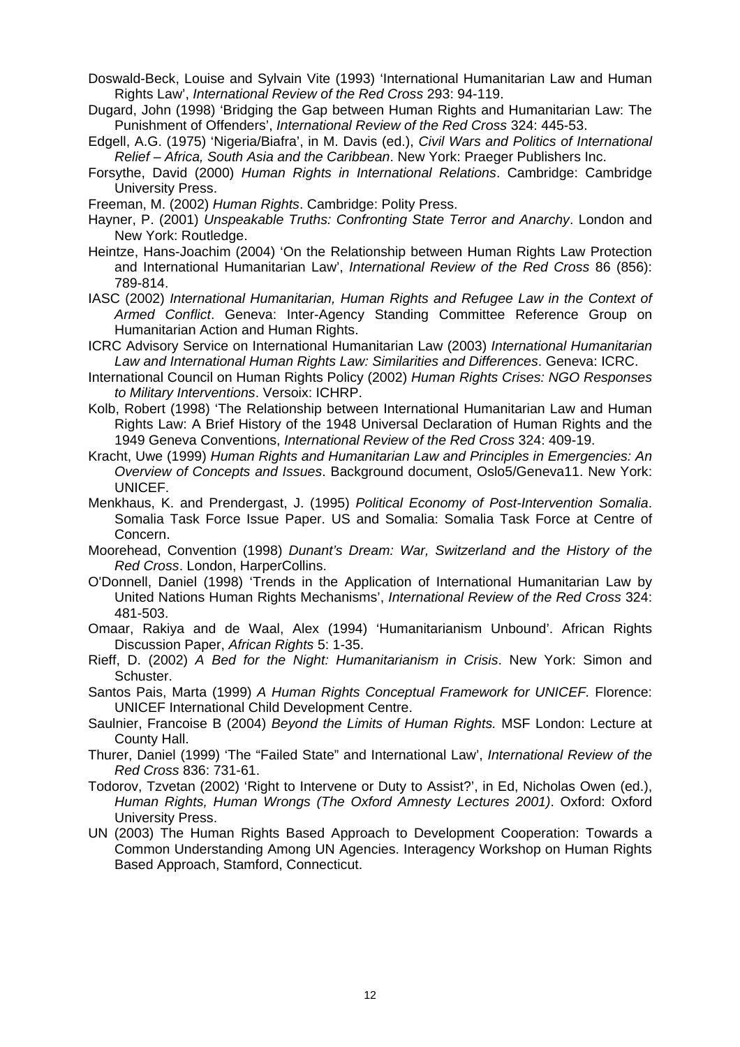Doswald-Beck, Louise and Sylvain Vite (1993) 'International Humanitarian Law and Human Rights Law', *International Review of the Red Cross* 293: 94-119.

Dugard, John (1998) 'Bridging the Gap between Human Rights and Humanitarian Law: The Punishment of Offenders', *International Review of the Red Cross* 324: 445-53.

Edgell, A.G. (1975) 'Nigeria/Biafra', in M. Davis (ed.), *Civil Wars and Politics of International Relief – Africa, South Asia and the Caribbean*. New York: Praeger Publishers Inc.

Forsythe, David (2000) *Human Rights in International Relations*. Cambridge: Cambridge University Press.

Freeman, M. (2002) *Human Rights*. Cambridge: Polity Press.

Hayner, P. (2001) *Unspeakable Truths: Confronting State Terror and Anarchy*. London and New York: Routledge.

Heintze, Hans-Joachim (2004) 'On the Relationship between Human Rights Law Protection and International Humanitarian Law', *International Review of the Red Cross* 86 (856): 789-814.

IASC (2002) *International Humanitarian, Human Rights and Refugee Law in the Context of Armed Conflict*. Geneva: Inter-Agency Standing Committee Reference Group on Humanitarian Action and Human Rights.

ICRC Advisory Service on International Humanitarian Law (2003) *International Humanitarian Law and International Human Rights Law: Similarities and Differences*. Geneva: ICRC.

International Council on Human Rights Policy (2002) *Human Rights Crises: NGO Responses to Military Interventions*. Versoix: ICHRP.

Kolb, Robert (1998) 'The Relationship between International Humanitarian Law and Human Rights Law: A Brief History of the 1948 Universal Declaration of Human Rights and the 1949 Geneva Conventions, *International Review of the Red Cross* 324: 409-19.

Kracht, Uwe (1999) *Human Rights and Humanitarian Law and Principles in Emergencies: An Overview of Concepts and Issues*. Background document, Oslo5/Geneva11. New York: UNICEF.

Menkhaus, K. and Prendergast, J. (1995) *Political Economy of Post-Intervention Somalia*. Somalia Task Force Issue Paper. US and Somalia: Somalia Task Force at Centre of Concern.

Moorehead, Convention (1998) *Dunant's Dream: War, Switzerland and the History of the Red Cross*. London, HarperCollins.

O'Donnell, Daniel (1998) 'Trends in the Application of International Humanitarian Law by United Nations Human Rights Mechanisms', *International Review of the Red Cross* 324: 481-503.

Omaar, Rakiya and de Waal, Alex (1994) 'Humanitarianism Unbound'. African Rights Discussion Paper, *African Rights* 5: 1-35.

Rieff, D. (2002) *A Bed for the Night: Humanitarianism in Crisis*. New York: Simon and Schuster.

Santos Pais, Marta (1999) *A Human Rights Conceptual Framework for UNICEF.* Florence: UNICEF International Child Development Centre.

Saulnier, Francoise B (2004) *Beyond the Limits of Human Rights.* MSF London: Lecture at County Hall.

Thurer, Daniel (1999) 'The "Failed State" and International Law', *International Review of the Red Cross* 836: 731-61.

Todorov, Tzvetan (2002) 'Right to Intervene or Duty to Assist?', in Ed, Nicholas Owen (ed.), *Human Rights, Human Wrongs (The Oxford Amnesty Lectures 2001)*. Oxford: Oxford University Press.

UN (2003) The Human Rights Based Approach to Development Cooperation: Towards a Common Understanding Among UN Agencies. Interagency Workshop on Human Rights Based Approach, Stamford, Connecticut.